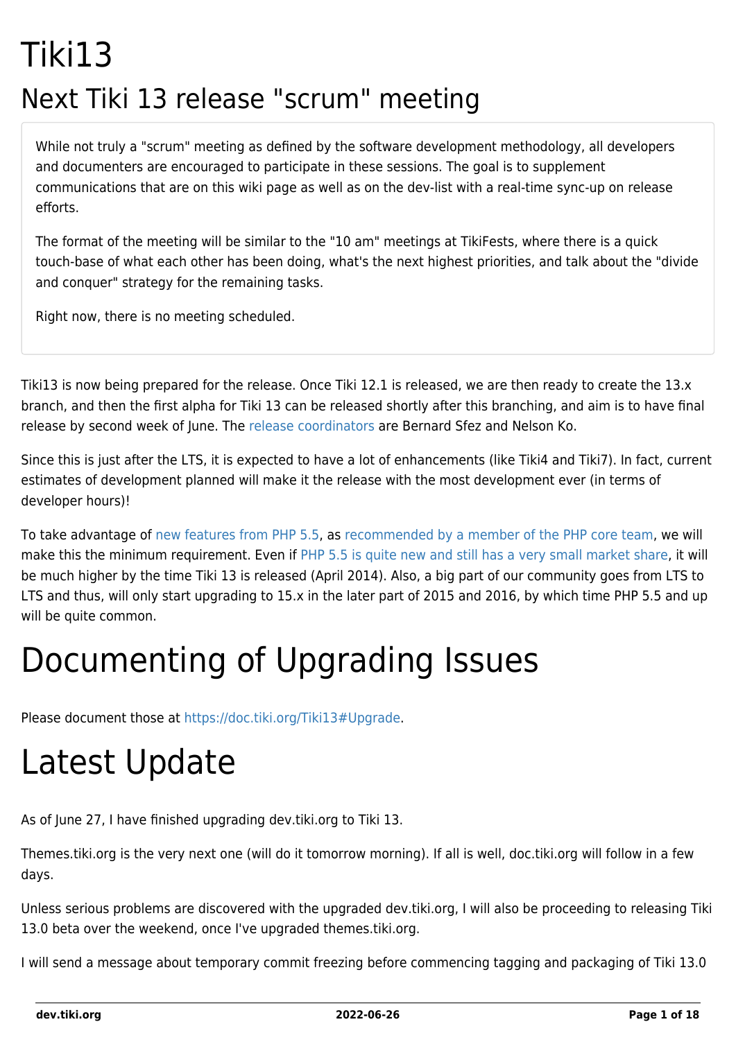# Tiki13

## Next Tiki 13 release "scrum" meeting

While not truly a "scrum" meeting as defined by the software development methodology, all developers and documenters are encouraged to participate in these sessions. The goal is to supplement communications that are on this wiki page as well as on the dev-list with a real-time sync-up on release efforts.

The format of the meeting will be similar to the "10 am" meetings at TikiFests, where there is a quick touch-base of what each other has been doing, what's the next highest priorities, and talk about the "divide and conquer" strategy for the remaining tasks.

Right now, there is no meeting scheduled.

Tiki13 is now being prepared for the release. Once Tiki 12.1 is released, we are then ready to create the 13.x branch, and then the first alpha for Tiki 13 can be released shortly after this branching, and aim is to have final release by second week of June. The release coordinators are Bernard Sfez and Nelson Ko.

Since this is just after the LTS, it is expected to have a lot of enhancements (like Tiki4 and Tiki7). In fact, current estimates of development planned will make it the release with the most development ever (in terms of developer hours)!

To take advantage of new features from PHP 5.5, as recommended by a member of the PHP core team, we will make this the minimum requirement. Even if PHP 5.5 is quite new and still has a very small market share, it will be much higher by the time Tiki 13 is released (April 2014). Also, a big part of our community goes from LTS to LTS and thus, will only start upgrading to 15.x in the later part of 2015 and 2016, by which time PHP 5.5 and up will be quite common.

# Documenting of Upgrading Issues

Please document those at https://doc.tiki.org/Tiki13#Upgrade.

# Latest Update

As of June 27, I have finished upgrading dev.tiki.org to Tiki 13.

Themes.tiki.org is the very next one (will do it tomorrow morning). If all is well, doc.tiki.org will follow in a few days.

Unless serious problems are discovered with the upgraded dev.tiki.org, I will also be proceeding to releasing Tiki 13.0 beta over the weekend, once I've upgraded themes.tiki.org.

I will send a message about temporary commit freezing before commencing tagging and packaging of Tiki 13.0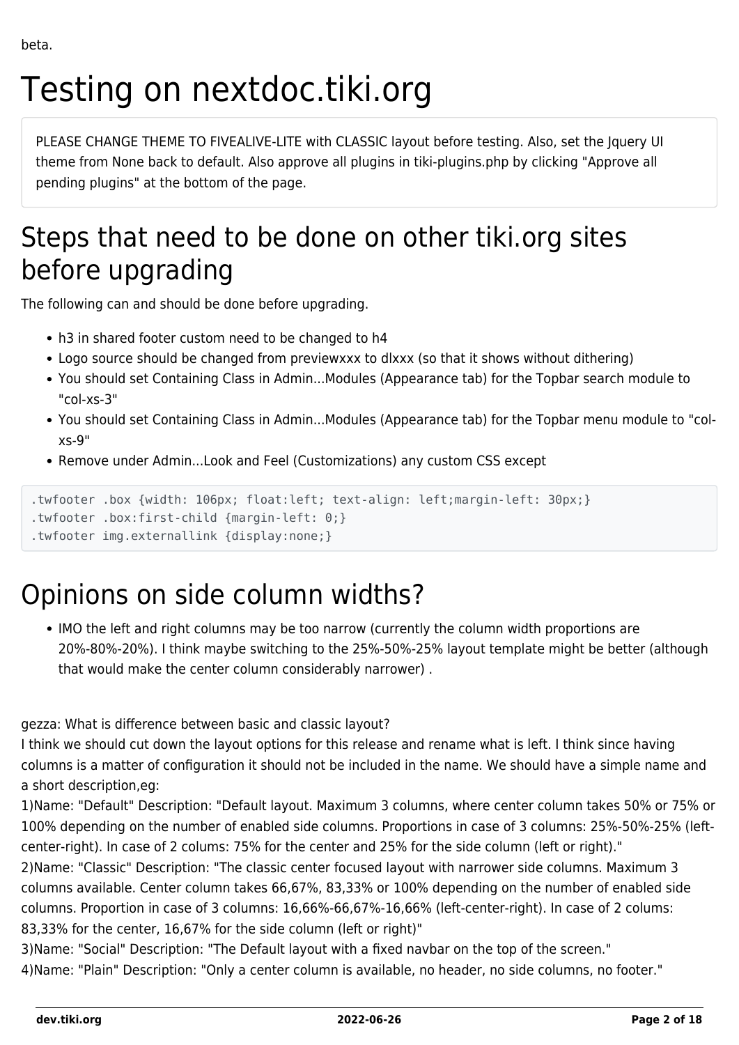beta.

# Testing on nextdoc.tiki.org

PLEASE CHANGE THEME TO FIVEALIVE-LITE with CLASSIC layout before testing. Also, set the Jquery UI theme from None back to default. Also approve all plugins in tiki-plugins.php by clicking "Approve all pending plugins" at the bottom of the page.

## Steps that need to be done on other tiki.org sites before upgrading

The following can and should be done before upgrading.

- h3 in shared footer custom need to be changed to h4
- Logo source should be changed from previewxxx to dlxxx (so that it shows without dithering)
- You should set Containing Class in Admin...Modules (Appearance tab) for the Topbar search module to "col-xs-3"
- You should set Containing Class in Admin...Modules (Appearance tab) for the Topbar menu module to "col-xs-9"
- Remove under Admin...Look and Feel (Customizations) any custom CSS except

```
.twfooter .box {width: 106px; float:left; text-align: left;margin-left: 30px;}
.twfooter .box:first-child {margin-left: 0;}
.twfooter img.externallink {display:none;}
```

# Opinions on side column widths?

- IMO the left and right columns may be too narrow (currently the column width proportions are 20%-80%-20%). I think maybe switching to the 25%-50%-25% layout template might be better (although that would make the center column considerably narrower) .

gezza: What is difference between basic and classic layout?
I think we should cut down the layout options for this release and rename what is left. I think since having columns is a matter of configuration it should not be included in the name. We should have a simple name and a short description,eg:
1)Name: "Default" Description: "Default layout. Maximum 3 columns, where center column takes 50% or 75% or 100% depending on the number of enabled side columns. Proportions in case of 3 columns: 25%-50%-25% (left-center-right). In case of 2 colums: 75% for the center and 25% for the side column (left or right)."
2)Name: "Classic" Description: "The classic center focused layout with narrower side columns. Maximum 3 columns available. Center column takes 66,67%, 83,33% or 100% depending on the number of enabled side columns. Proportion in case of 3 columns: 16,66%-66,67%-16,66% (left-center-right). In case of 2 colums: 83,33% for the center, 16,67% for the side column (left or right)"
3)Name: "Social" Description: "The Default layout with a fixed navbar on the top of the screen."
4)Name: "Plain" Description: "Only a center column is available, no header, no side columns, no footer."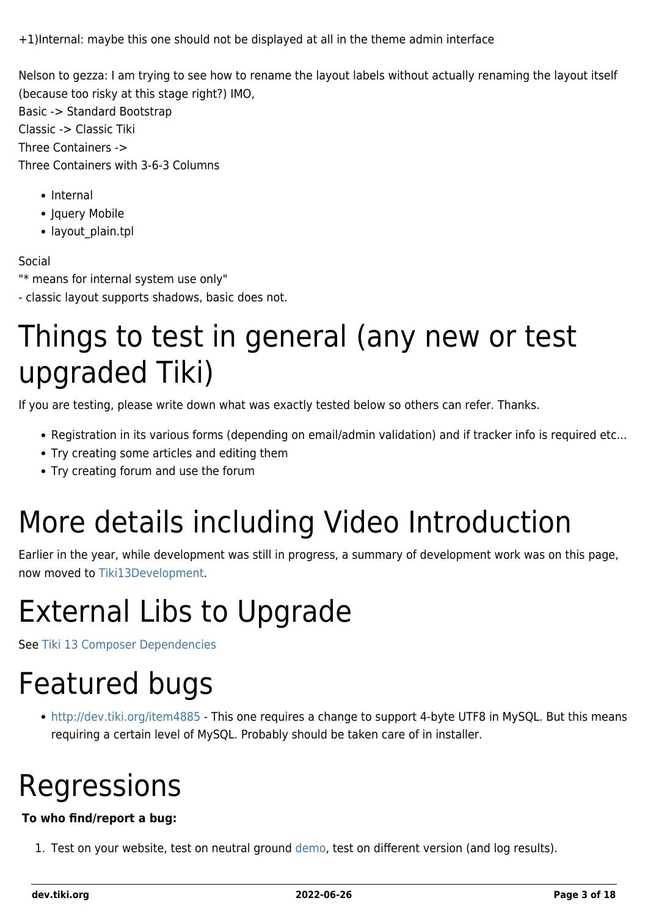+1)Internal: maybe this one should not be displayed at all in the theme admin interface

Nelson to gezza: I am trying to see how to rename the layout labels without actually renaming the layout itself (because too risky at this stage right?) IMO,
Basic -> Standard Bootstrap
Classic -> Classic Tiki
Three Containers ->
Three Containers with 3-6-3 Columns

- Internal
- Jquery Mobile
- layout_plain.tpl

Social
"* means for internal system use only"
- classic layout supports shadows, basic does not.

# Things to test in general (any new or test upgraded Tiki)

If you are testing, please write down what was exactly tested below so others can refer. Thanks.

- Registration in its various forms (depending on email/admin validation) and if tracker info is required etc...
- Try creating some articles and editing them
- Try creating forum and use the forum

# More details including Video Introduction

Earlier in the year, while development was still in progress, a summary of development work was on this page, now moved to Tiki13Development.

# External Libs to Upgrade

See Tiki 13 Composer Dependencies

# Featured bugs

- http://dev.tiki.org/item4885 - This one requires a change to support 4-byte UTF8 in MySQL. But this means requiring a certain level of MySQL. Probably should be taken care of in installer.

# Regressions

**To who find/report a bug:**

1. Test on your website, test on neutral ground demo, test on different version (and log results).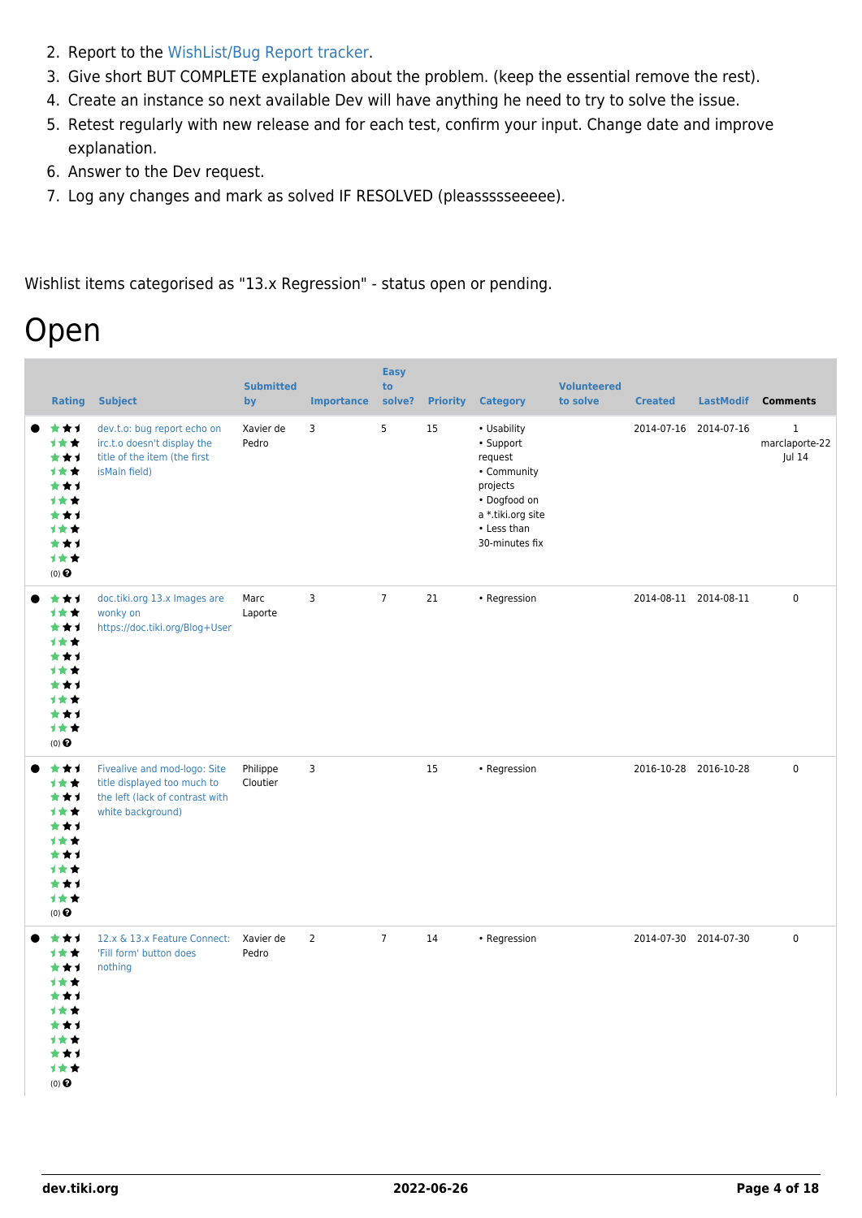2. Report to the WishList/Bug Report tracker.
3. Give short BUT COMPLETE explanation about the problem. (keep the essential remove the rest).
4. Create an instance so next available Dev will have anything he need to try to solve the issue.
5. Retest regularly with new release and for each test, confirm your input. Change date and improve explanation.
6. Answer to the Dev request.
7. Log any changes and mark as solved IF RESOLVED (pleassssseeeee).

Wishlist items categorised as "13.x Regression" - status open or pending.

# Open

| | Rating | Subject | Submitted by | Importance | Easy to solve? | Priority | Category | Volunteered to solve | Created | LastModif | Comments |
|---|---|---|---|---|---|---|---|---|---|---|---|
| ● | (0) | dev.t.o: bug report echo on irc.t.o doesn't display the title of the item (the first isMain field) | Xavier de Pedro | 3 | 5 | 15 | • Usability • Support request • Community projects • Dogfood on a *.tiki.org site • Less than 30-minutes fix | | 2014-07-16 | 2014-07-16 | 1 marclaporte-22 Jul 14 |
| ● | (0) | doc.tiki.org 13.x Images are wonky on https://doc.tiki.org/Blog+User | Marc Laporte | 3 | 7 | 21 | • Regression | | 2014-08-11 | 2014-08-11 | 0 |
| ● | (0) | Fivealive and mod-logo: Site title displayed too much to the left (lack of contrast with white background) | Philippe Cloutier | 3 | | 15 | • Regression | | 2016-10-28 | 2016-10-28 | 0 |
| ● | (0) | 12.x & 13.x Feature Connect: 'Fill form' button does nothing | Xavier de Pedro | 2 | 7 | 14 | • Regression | | 2014-07-30 | 2014-07-30 | 0 |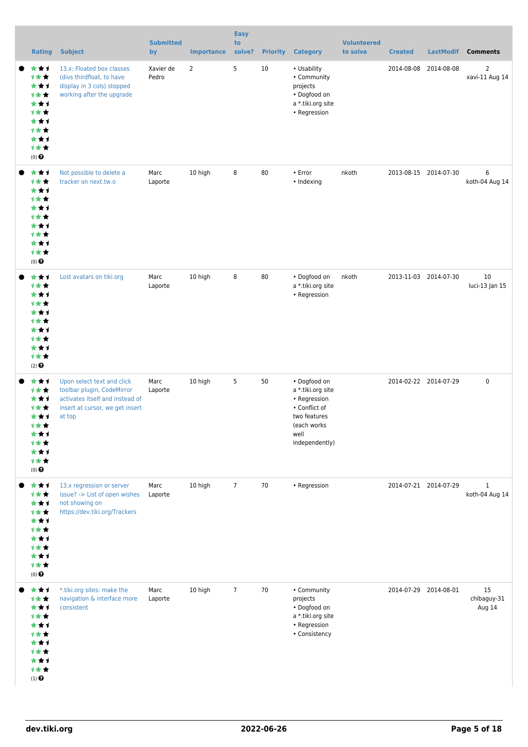| | Rating | Subject | Submitted by | Importance | Easy to solve? | Priority | Category | Volunteered to solve | Created | LastModif | Comments |
|---|---|---|---|---|---|---|---|---|---|---|---|
| ● | (0) | 13.x: Floated box classes (divs thirdfloat, to have display in 3 cols) stopped working after the upgrade | Xavier de Pedro | 2 | 5 | 10 | • Usability<br>• Community projects<br>• Dogfood on a *.tiki.org site<br>• Regression | | 2014-08-08 | 2014-08-08 | 2<br>xavi-11 Aug 14 |
| ● | (0) | Not possible to delete a tracker on next.tw.o | Marc Laporte | 10 high | 8 | 80 | • Error<br>• Indexing | nkoth | 2013-08-15 | 2014-07-30 | 6<br>koth-04 Aug 14 |
| ● | (2) | Lost avatars on tiki.org | Marc Laporte | 10 high | 8 | 80 | • Dogfood on a *.tiki.org site<br>• Regression | nkoth | 2013-11-03 | 2014-07-30 | 10<br>luci-13 Jan 15 |
| ● | (0) | Upon select text and click toolbar plugin, CodeMirror activates itself and instead of insert at cursor, we get insert at top | Marc Laporte | 10 high | 5 | 50 | • Dogfood on a *.tiki.org site<br>• Regression<br>• Conflict of two features (each works well independently) | | 2014-02-22 | 2014-07-29 | 0 |
| ● | (0) | 13.x regression or server issue? -> List of open wishes not showing on https://dev.tiki.org/Trackers | Marc Laporte | 10 high | 7 | 70 | • Regression | | 2014-07-21 | 2014-07-29 | 1<br>koth-04 Aug 14 |
| ● | (1) | *.tiki.org sites: make the navigation & interface more consistent | Marc Laporte | 10 high | 7 | 70 | • Community projects<br>• Dogfood on a *.tiki.org site<br>• Regression<br>• Consistency | | 2014-07-29 | 2014-08-01 | 15<br>chibaguy-31 Aug 14 |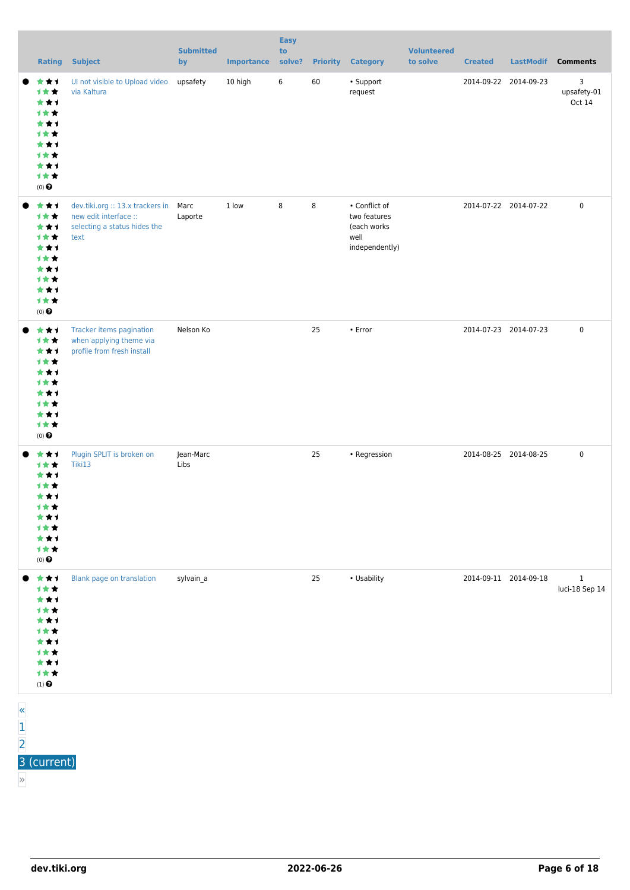|  | Rating | Subject | Submitted by | Importance | Easy to solve? | Priority | Category | Volunteered to solve | Created | LastModif | Comments |
|---|---|---|---|---|---|---|---|---|---|---|---|
| ● | (0) | UI not visible to Upload video via Kaltura | upsafety | 10 high | 6 | 60 | • Support request |  | 2014-09-22 | 2014-09-23 | 3 upsafety-01 Oct 14 |
| ● | (0) | dev.tiki.org :: 13.x trackers in new edit interface :: selecting a status hides the text | Marc Laporte | 1 low | 8 | 8 | • Conflict of two features (each works well independently) |  | 2014-07-22 | 2014-07-22 | 0 |
| ● | (0) | Tracker items pagination when applying theme via profile from fresh install | Nelson Ko |  |  | 25 | • Error |  | 2014-07-23 | 2014-07-23 | 0 |
| ● | (0) | Plugin SPLIT is broken on Tiki13 | Jean-Marc Libs |  |  | 25 | • Regression |  | 2014-08-25 | 2014-08-25 | 0 |
| ● | (1) | Blank page on translation | sylvain_a |  |  | 25 | • Usability |  | 2014-09-11 | 2014-09-18 | 1 luci-18 Sep 14 |

«
1
2
3 (current)
»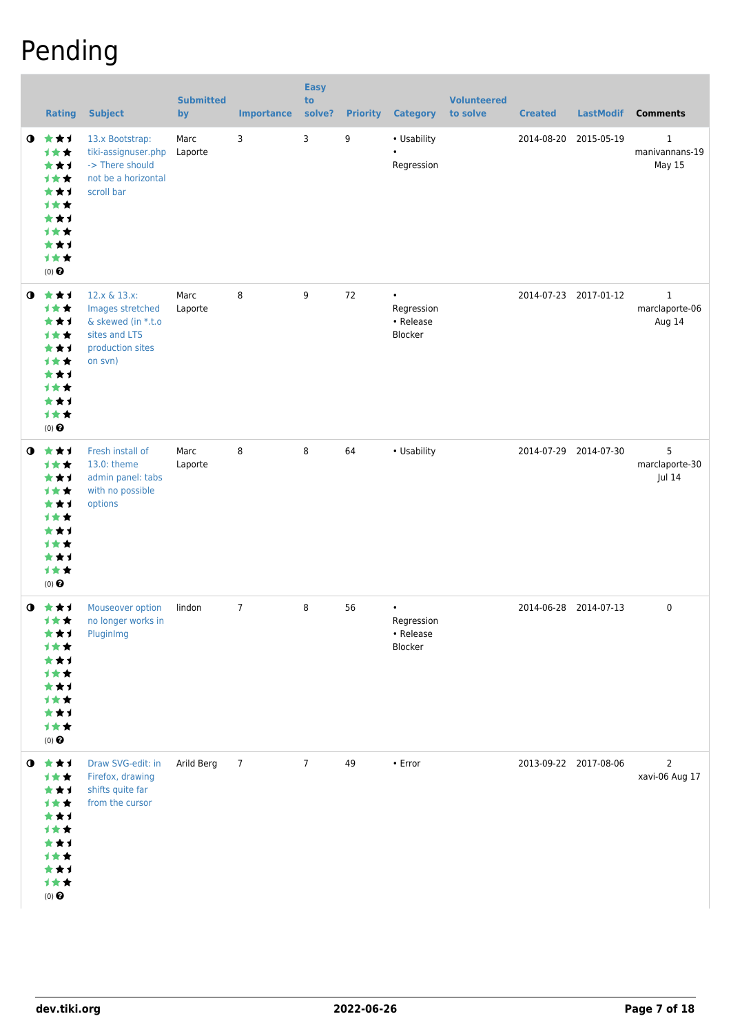# Pending

| | Rating | Subject | Submitted by | Importance | Easy to solve? | Priority | Category | Volunteered to solve | Created | LastModif | Comments |
|---|---|---|---|---|---|---|---|---|---|---|---|
| ◑ | (0) | 13.x Bootstrap: tiki-assignuser.php -> There should not be a horizontal scroll bar | Marc Laporte | 3 | 3 | 9 | • Usability • Regression | | 2014-08-20 | 2015-05-19 | 1 manivannans-19 May 15 |
| ◑ | (0) | 12.x & 13.x: Images stretched & skewed (in *.t.o sites and LTS production sites on svn) | Marc Laporte | 8 | 9 | 72 | • Regression • Release Blocker | | 2014-07-23 | 2017-01-12 | 1 marclaporte-06 Aug 14 |
| ◑ | (0) | Fresh install of 13.0: theme admin panel: tabs with no possible options | Marc Laporte | 8 | 8 | 64 | • Usability | | 2014-07-29 | 2014-07-30 | 5 marclaporte-30 Jul 14 |
| ◑ | (0) | Mouseover option no longer works in PluginImg | lindon | 7 | 8 | 56 | • Regression • Release Blocker | | 2014-06-28 | 2014-07-13 | 0 |
| ◑ | (0) | Draw SVG-edit: in Firefox, drawing shifts quite far from the cursor | Arild Berg | 7 | 7 | 49 | • Error | | 2013-09-22 | 2017-08-06 | 2 xavi-06 Aug 17 |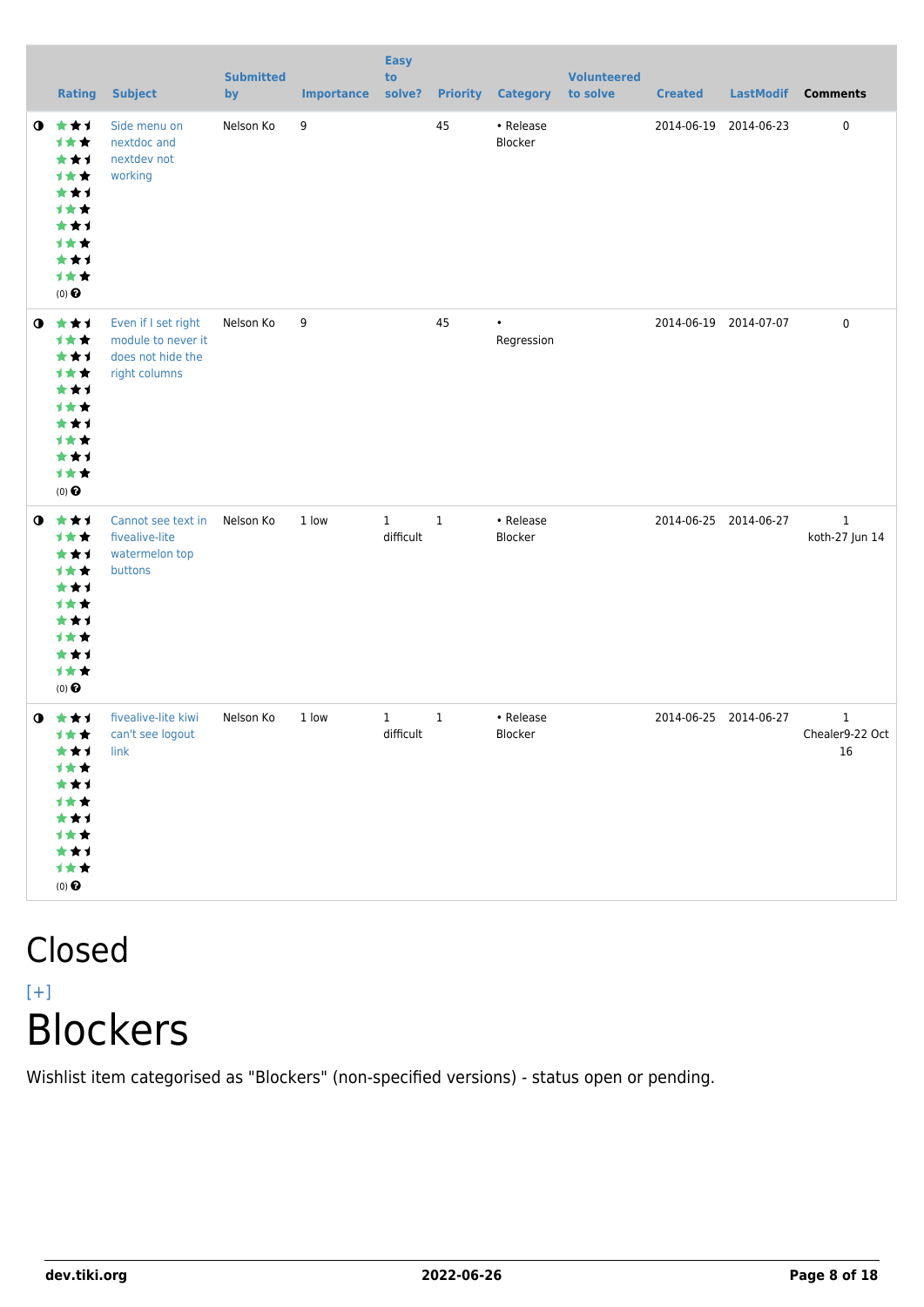| | Rating | Subject | Submitted by | Importance | Easy to solve? | Priority | Category | Volunteered to solve | Created | LastModif | Comments |
|---|---|---|---|---|---|---|---|---|---|---|---|
| | (0) | Side menu on nextdoc and nextdev not working | Nelson Ko | 9 | | 45 | • Release Blocker | | 2014-06-19 | 2014-06-23 | 0 |
| | (0) | Even if I set right module to never it does not hide the right columns | Nelson Ko | 9 | | 45 | • Regression | | 2014-06-19 | 2014-07-07 | 0 |
| | (0) | Cannot see text in fivealive-lite watermelon top buttons | Nelson Ko | 1 low | 1 difficult | 1 | • Release Blocker | | 2014-06-25 | 2014-06-27 | 1 koth-27 Jun 14 |
| | (0) | fivealive-lite kiwi can't see logout link | Nelson Ko | 1 low | 1 difficult | 1 | • Release Blocker | | 2014-06-25 | 2014-06-27 | 1 Chealer9-22 Oct 16 |

# Closed

[+]

# Blockers

Wishlist item categorised as "Blockers" (non-specified versions) - status open or pending.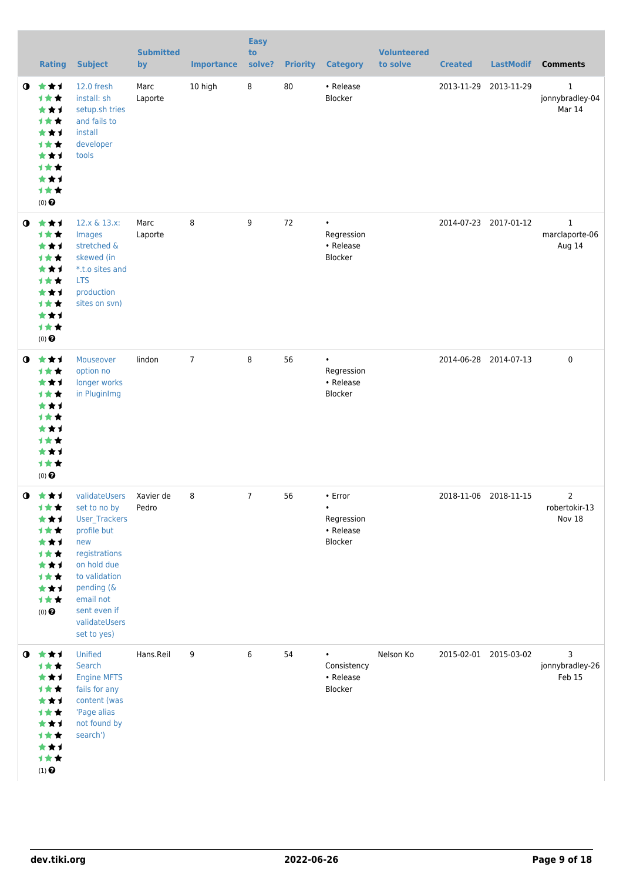| | Rating | Subject | Submitted by | Importance | Easy to solve? | Priority | Category | Volunteered to solve | Created | LastModif | Comments |
|---|---|---|---|---|---|---|---|---|---|---|---|
| ◑ | (0) | 12.0 fresh install: sh setup.sh tries and fails to install developer tools | Marc Laporte | 10 high | 8 | 80 | • Release Blocker | | 2013-11-29 | 2013-11-29 | 1 jonnybradley-04 Mar 14 |
| ◑ | (0) | 12.x & 13.x: Images stretched & skewed (in *.t.o sites and LTS production sites on svn) | Marc Laporte | 8 | 9 | 72 | • Regression • Release Blocker | | 2014-07-23 | 2017-01-12 | 1 marclaporte-06 Aug 14 |
| ◑ | (0) | Mouseover option no longer works in PluginImg | lindon | 7 | 8 | 56 | • Regression • Release Blocker | | 2014-06-28 | 2014-07-13 | 0 |
| ◑ | (0) | validateUsers set to no by User_Trackers profile but new registrations on hold due to validation pending (& email not sent even if validateUsers set to yes) | Xavier de Pedro | 8 | 7 | 56 | • Error • Regression • Release Blocker | | 2018-11-06 | 2018-11-15 | 2 robertokir-13 Nov 18 |
| ◑ | (1) | Unified Search Engine MFTS fails for any content (was 'Page alias not found by search') | Hans.Reil | 9 | 6 | 54 | • Consistency • Release Blocker | Nelson Ko | 2015-02-01 | 2015-03-02 | 3 jonnybradley-26 Feb 15 |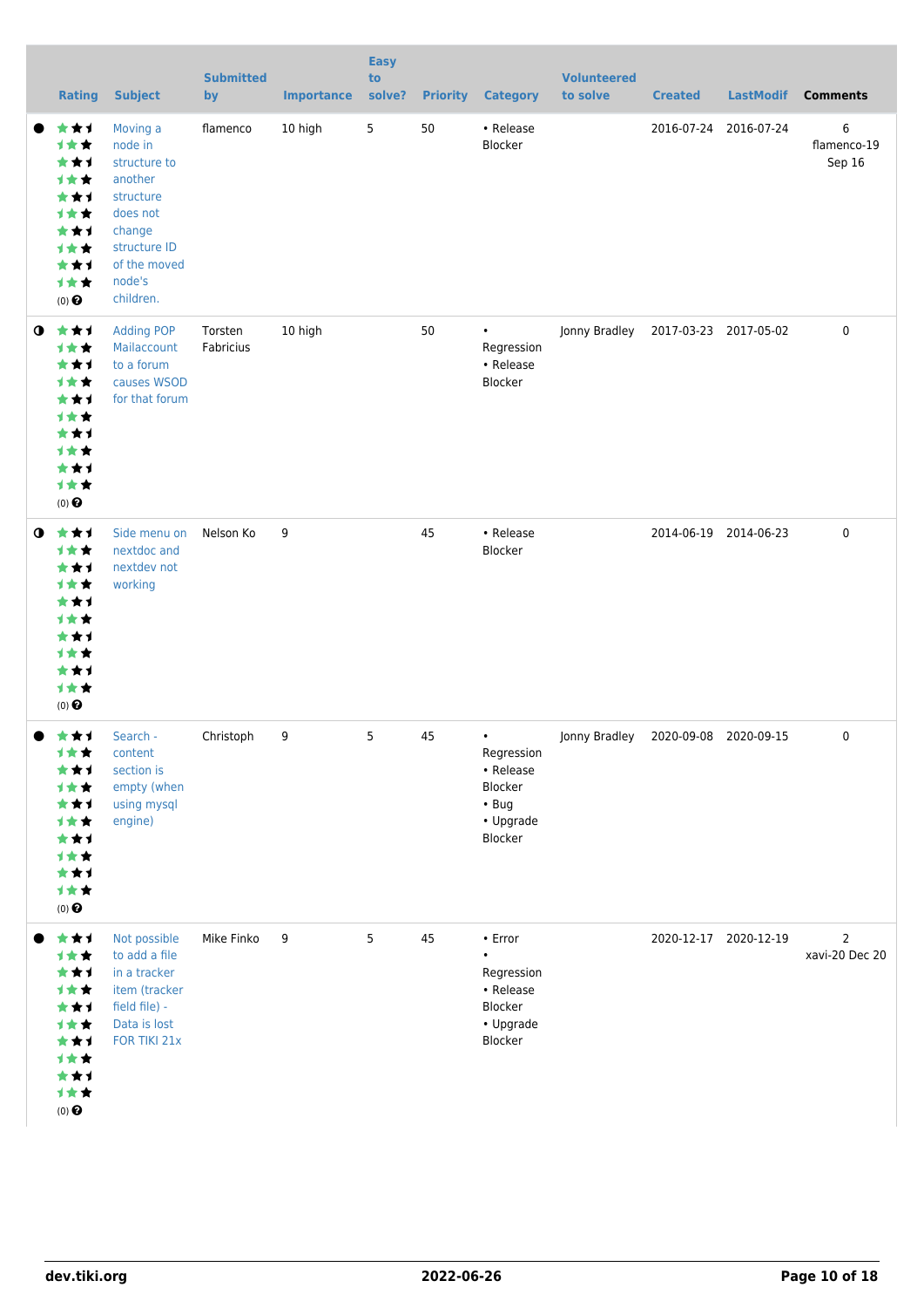| | Rating | Subject | Submitted by | Importance | Easy to solve? | Priority | Category | Volunteered to solve | Created | LastModif | Comments |
|---|---|---|---|---|---|---|---|---|---|---|---|
| ● | (0) | Moving a node in structure to another structure does not change structure ID of the moved node's children. | flamenco | 10 high | 5 | 50 | • Release Blocker | | 2016-07-24 | 2016-07-24 | 6 flamenco-19 Sep 16 |
| ◑ | (0) | Adding POP Mailaccount to a forum causes WSOD for that forum | Torsten Fabricius | 10 high | | 50 | • Regression • Release Blocker | Jonny Bradley | 2017-03-23 | 2017-05-02 | 0 |
| ◑ | (0) | Side menu on nextdoc and nextdev not working | Nelson Ko | 9 | | 45 | • Release Blocker | | 2014-06-19 | 2014-06-23 | 0 |
| ● | (0) | Search - content section is empty (when using mysql engine) | Christoph | 9 | 5 | 45 | • Regression • Release Blocker • Bug • Upgrade Blocker | Jonny Bradley | 2020-09-08 | 2020-09-15 | 0 |
| ● | (0) | Not possible to add a file in a tracker item (tracker field file) - Data is lost FOR TIKI 21x | Mike Finko | 9 | 5 | 45 | • Error • Regression • Release Blocker • Upgrade Blocker | | 2020-12-17 | 2020-12-19 | 2 xavi-20 Dec 20 |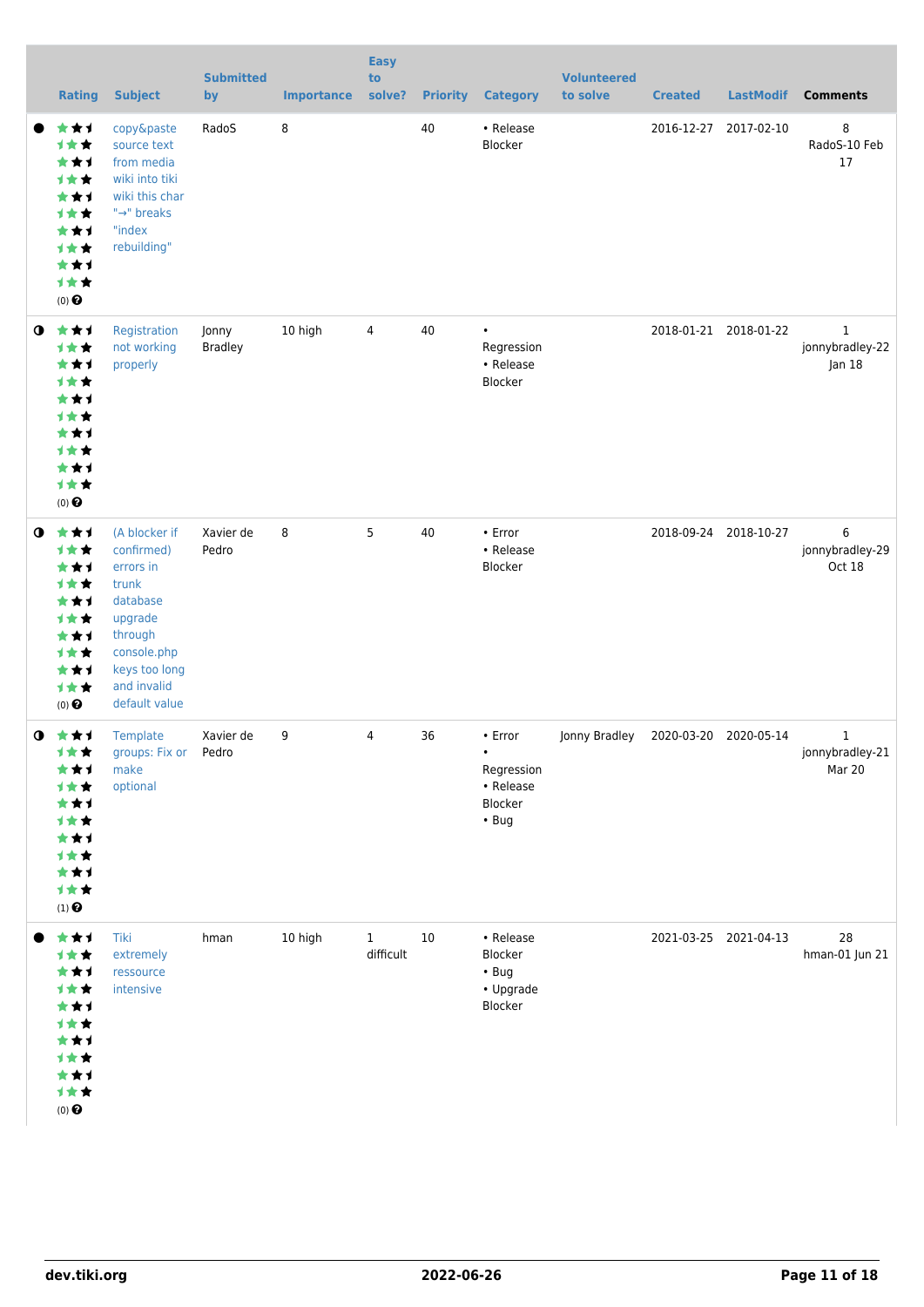| | Rating | Subject | Submitted by | Importance | Easy to solve? | Priority | Category | Volunteered to solve | Created | LastModif | Comments |
|---|---|---|---|---|---|---|---|---|---|---|---|
| ● | (0) | copy&paste source text from media wiki into tiki wiki this char "→" breaks "index rebuilding" | RadoS | 8 | | 40 | • Release Blocker | | 2016-12-27 | 2017-02-10 | 8 RadoS-10 Feb 17 |
| ◑ | (0) | Registration not working properly | Jonny Bradley | 10 high | 4 | 40 | • Regression • Release Blocker | | 2018-01-21 | 2018-01-22 | 1 jonnybradley-22 Jan 18 |
| ◑ | (0) | (A blocker if confirmed) errors in trunk database upgrade through console.php keys too long and invalid default value | Xavier de Pedro | 8 | 5 | 40 | • Error • Release Blocker | | 2018-09-24 | 2018-10-27 | 6 jonnybradley-29 Oct 18 |
| ◑ | (1) | Template groups: Fix or make optional | Xavier de Pedro | 9 | 4 | 36 | • Error • Regression • Release Blocker • Bug | Jonny Bradley | 2020-03-20 | 2020-05-14 | 1 jonnybradley-21 Mar 20 |
| ● | (0) | Tiki extremely ressource intensive | hman | 10 high | 1 difficult | 10 | • Release Blocker • Bug • Upgrade Blocker | | 2021-03-25 | 2021-04-13 | 28 hman-01 Jun 21 |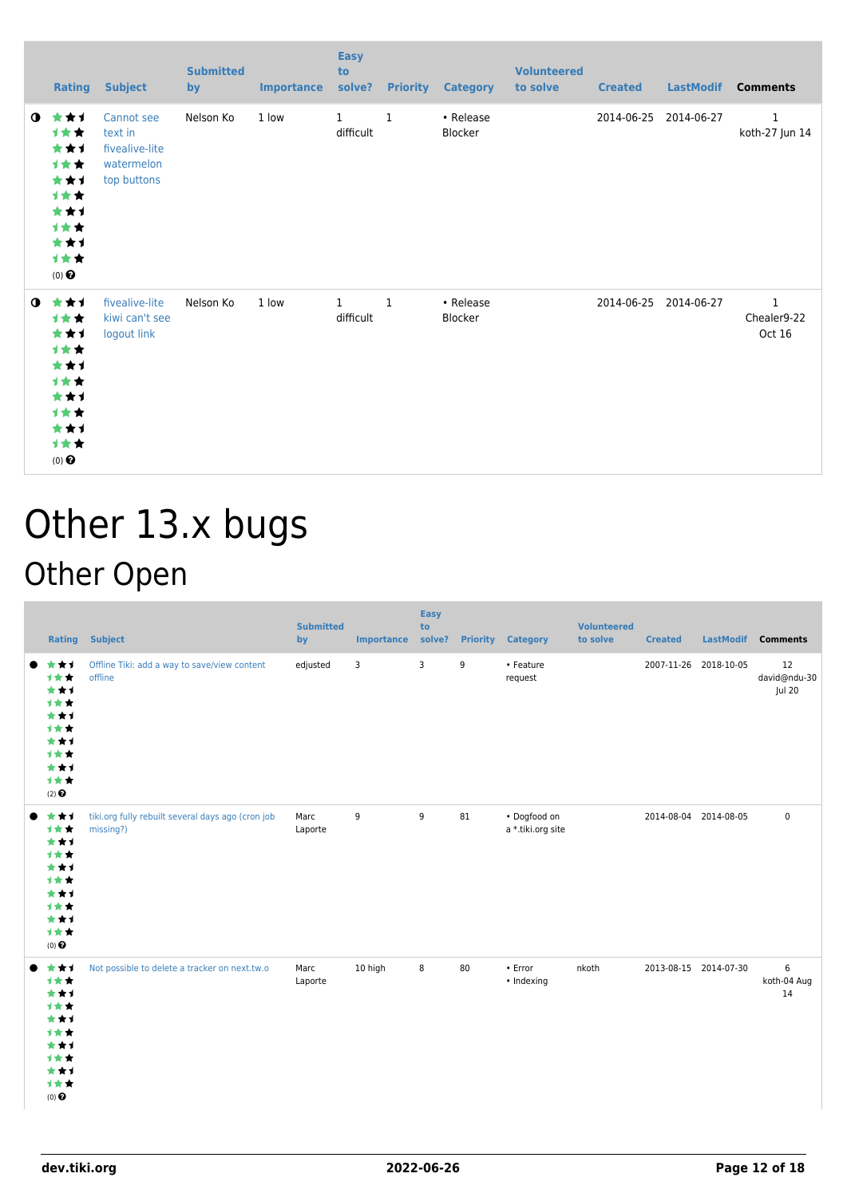| | Rating | Subject | Submitted by | Importance | Easy to solve? | Priority | Category | Volunteered to solve | Created | LastModif | Comments |
|---|---|---|---|---|---|---|---|---|---|---|---|
| ◑ | (0) | Cannot see text in fivealive-lite watermelon top buttons | Nelson Ko | 1 low | 1 difficult | 1 | • Release Blocker | | 2014-06-25 | 2014-06-27 | 1 koth-27 Jun 14 |
| ◑ | (0) | fivealive-lite kiwi can't see logout link | Nelson Ko | 1 low | 1 difficult | 1 | • Release Blocker | | 2014-06-25 | 2014-06-27 | 1 Chealer9-22 Oct 16 |

# Other 13.x bugs

## Other Open

| | Rating | Subject | Submitted by | Importance | Easy to solve? | Priority | Category | Volunteered to solve | Created | LastModif | Comments |
|---|---|---|---|---|---|---|---|---|---|---|---|
| ● | (2) | Offline Tiki: add a way to save/view content offline | edjusted | 3 | 3 | 9 | • Feature request | | 2007-11-26 | 2018-10-05 | 12 david@ndu-30 Jul 20 |
| ● | (0) | tiki.org fully rebuilt several days ago (cron job missing?) | Marc Laporte | 9 | 9 | 81 | • Dogfood on a *.tiki.org site | | 2014-08-04 | 2014-08-05 | 0 |
| ● | (0) | Not possible to delete a tracker on next.tw.o | Marc Laporte | 10 high | 8 | 80 | • Error<br>• Indexing | nkoth | 2013-08-15 | 2014-07-30 | 6 koth-04 Aug 14 |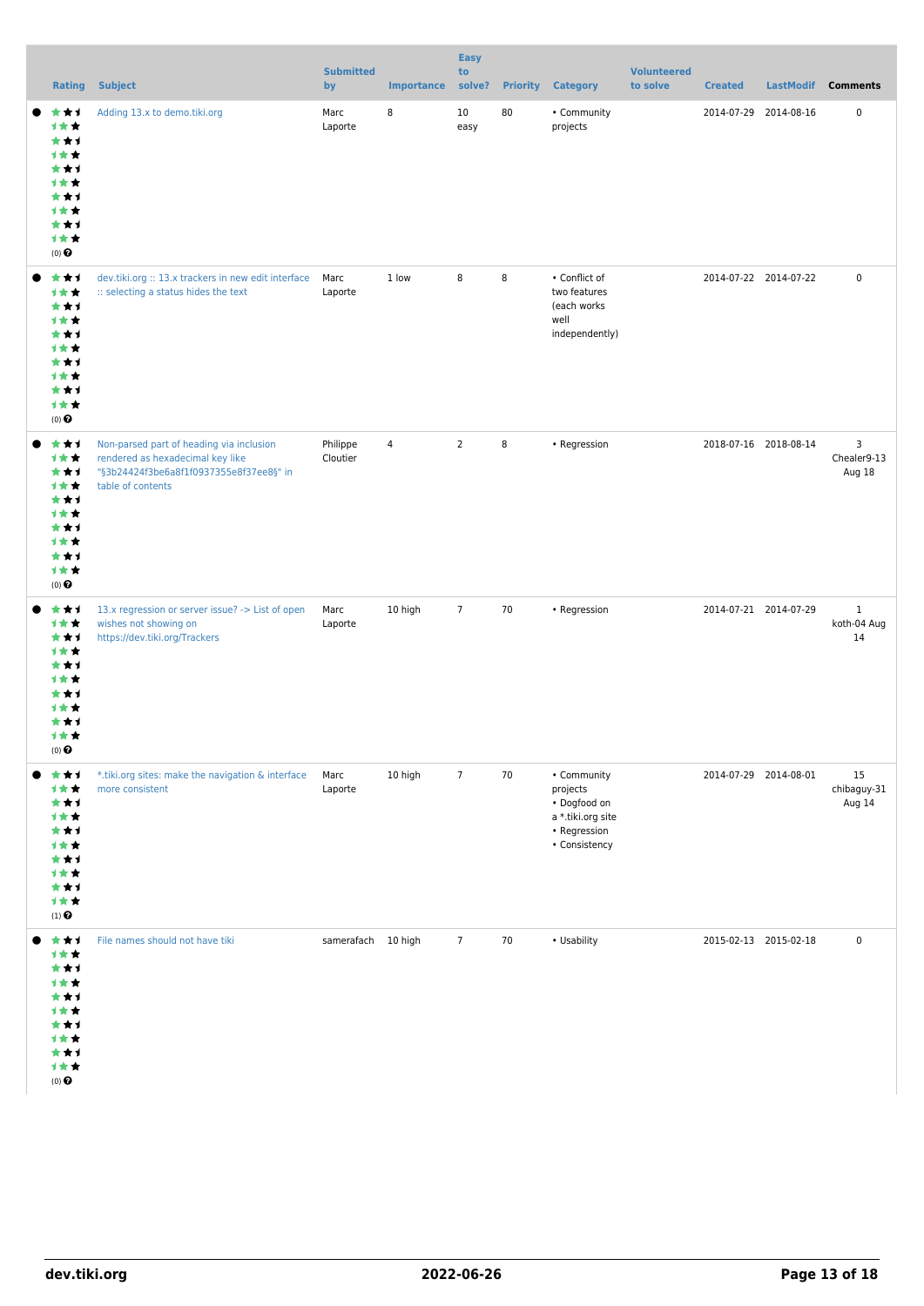| Rating | Subject | Submitted by | Importance | Easy to solve? | Priority | Category | Volunteered to solve | Created | LastModif | Comments |
|---|---|---|---|---|---|---|---|---|---|---|
| (0) | Adding 13.x to demo.tiki.org | Marc Laporte | 8 | 10 easy | 80 | • Community projects | | 2014-07-29 | 2014-08-16 | 0 |
| (0) | dev.tiki.org :: 13.x trackers in new edit interface :: selecting a status hides the text | Marc Laporte | 1 low | 8 | 8 | • Conflict of two features (each works well independently) | | 2014-07-22 | 2014-07-22 | 0 |
| (0) | Non-parsed part of heading via inclusion rendered as hexadecimal key like "§3b24424f3be6a8f1f0937355e8f37ee8§" in table of contents | Philippe Cloutier | 4 | 2 | 8 | • Regression | | 2018-07-16 | 2018-08-14 | 3 Chealer9-13 Aug 18 |
| (0) | 13.x regression or server issue? -> List of open wishes not showing on https://dev.tiki.org/Trackers | Marc Laporte | 10 high | 7 | 70 | • Regression | | 2014-07-21 | 2014-07-29 | 1 koth-04 Aug 14 |
| (1) | *.tiki.org sites: make the navigation & interface more consistent | Marc Laporte | 10 high | 7 | 70 | • Community projects • Dogfood on a *.tiki.org site • Regression • Consistency | | 2014-07-29 | 2014-08-01 | 15 chibaguy-31 Aug 14 |
| (0) | File names should not have tiki | samerafach | 10 high | 7 | 70 | • Usability | | 2015-02-13 | 2015-02-18 | 0 |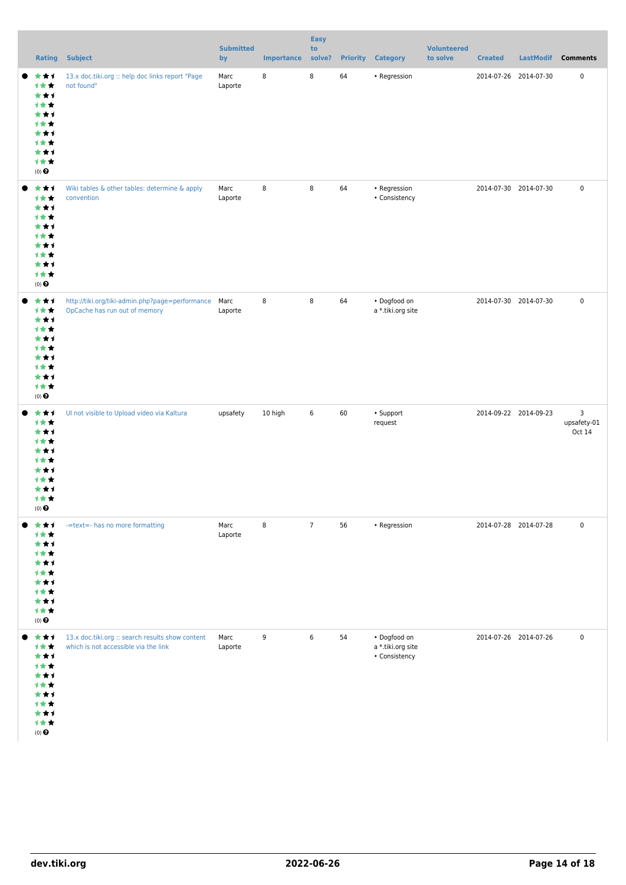| | Rating | Subject | Submitted by | Importance | Easy to solve? | Priority | Category | Volunteered to solve | Created | LastModif | Comments |
|---|---|---|---|---|---|---|---|---|---|---|---|
| ● | (0) | 13.x doc.tiki.org :: help doc links report "Page not found" | Marc Laporte | 8 | 8 | 64 | • Regression | | 2014-07-26 | 2014-07-30 | 0 |
| ● | (0) | Wiki tables & other tables: determine & apply convention | Marc Laporte | 8 | 8 | 64 | • Regression<br>• Consistency | | 2014-07-30 | 2014-07-30 | 0 |
| ● | (0) | http://tiki.org/tiki-admin.php?page=performance OpCache has run out of memory | Marc Laporte | 8 | 8 | 64 | • Dogfood on a *.tiki.org site | | 2014-07-30 | 2014-07-30 | 0 |
| ● | (0) | UI not visible to Upload video via Kaltura | upsafety | 10 high | 6 | 60 | • Support request | | 2014-09-22 | 2014-09-23 | 3<br>upsafety-01 Oct 14 |
| ● | (0) | -=text=- has no more formatting | Marc Laporte | 8 | 7 | 56 | • Regression | | 2014-07-28 | 2014-07-28 | 0 |
| ● | (0) | 13.x doc.tiki.org :: search results show content which is not accessible via the link | Marc Laporte | 9 | 6 | 54 | • Dogfood on a *.tiki.org site<br>• Consistency | | 2014-07-26 | 2014-07-26 | 0 |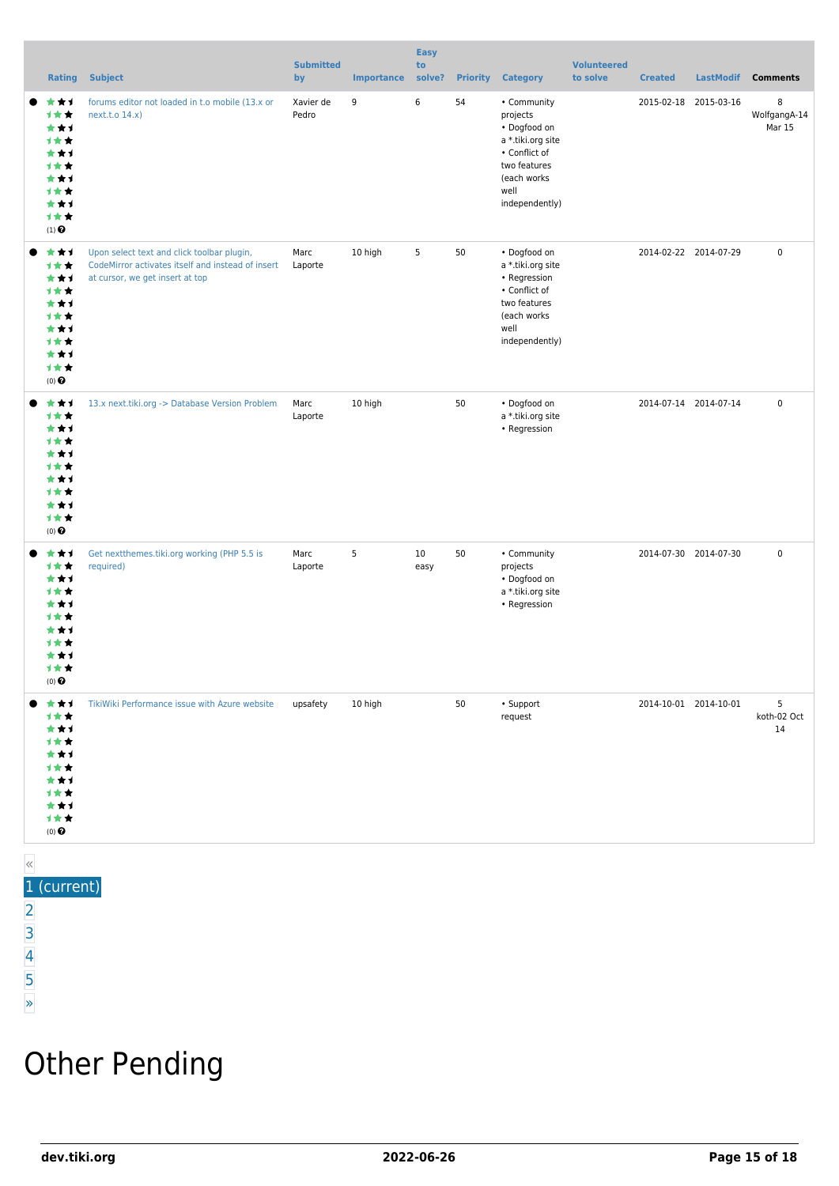| | Rating | Subject | Submitted by | Importance | Easy to solve? | Priority | Category | Volunteered to solve | Created | LastModif | Comments |
|---|---|---|---|---|---|---|---|---|---|---|---|
| ● | (1) | forums editor not loaded in t.o mobile (13.x or next.t.o 14.x) | Xavier de Pedro | 9 | 6 | 54 | • Community projects • Dogfood on a *.tiki.org site • Conflict of two features (each works well independently) | | 2015-02-18 | 2015-03-16 | 8 WolfgangA-14 Mar 15 |
| ● | (0) | Upon select text and click toolbar plugin, CodeMirror activates itself and instead of insert at cursor, we get insert at top | Marc Laporte | 10 high | 5 | 50 | • Dogfood on a *.tiki.org site • Regression • Conflict of two features (each works well independently) | | 2014-02-22 | 2014-07-29 | 0 |
| ● | (0) | 13.x next.tiki.org -> Database Version Problem | Marc Laporte | 10 high | | 50 | • Dogfood on a *.tiki.org site • Regression | | 2014-07-14 | 2014-07-14 | 0 |
| ● | (0) | Get nextthemes.tiki.org working (PHP 5.5 is required) | Marc Laporte | 5 | 10 easy | 50 | • Community projects • Dogfood on a *.tiki.org site • Regression | | 2014-07-30 | 2014-07-30 | 0 |
| ● | (0) | TikiWiki Performance issue with Azure website | upsafety | 10 high | | 50 | • Support request | | 2014-10-01 | 2014-10-01 | 5 koth-02 Oct 14 |

«
1 (current)
2
3
4
5
»

# Other Pending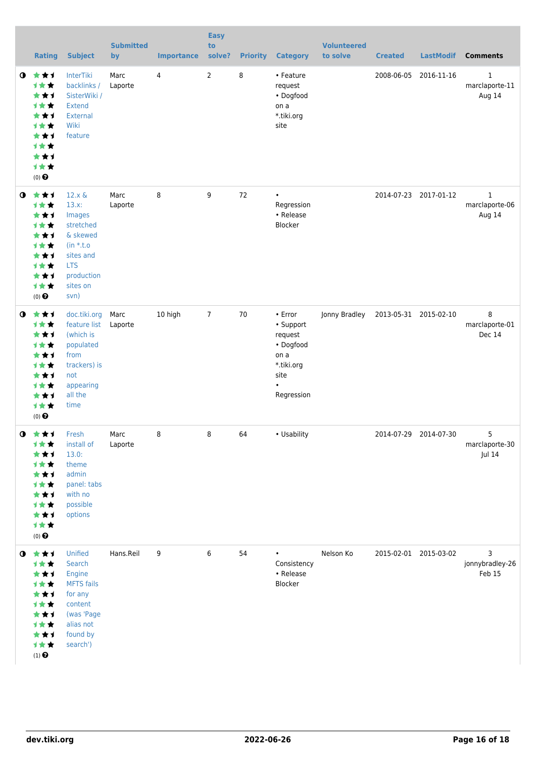| | Rating | Subject | Submitted by | Importance | Easy to solve? | Priority | Category | Volunteered to solve | Created | LastModif | Comments |
|---|---|---|---|---|---|---|---|---|---|---|---|
| ◑ | (0) | InterTiki backlinks / SisterWiki / Extend External Wiki feature | Marc Laporte | 4 | 2 | 8 | • Feature request<br>• Dogfood on a *.tiki.org site | | 2008-06-05 | 2016-11-16 | 1 marclaporte-11 Aug 14 |
| ◑ | (0) | 12.x & 13.x: Images stretched & skewed (in *.t.o sites and LTS production sites on svn) | Marc Laporte | 8 | 9 | 72 | • Regression<br>• Release Blocker | | 2014-07-23 | 2017-01-12 | 1 marclaporte-06 Aug 14 |
| ◑ | (0) | doc.tiki.org feature list (which is populated from trackers) is not appearing all the time | Marc Laporte | 10 high | 7 | 70 | • Error<br>• Support request<br>• Dogfood on a *.tiki.org site<br>• Regression | Jonny Bradley | 2013-05-31 | 2015-02-10 | 8 marclaporte-01 Dec 14 |
| ◑ | (0) | Fresh install of 13.0: theme admin panel: tabs with no possible options | Marc Laporte | 8 | 8 | 64 | • Usability | | 2014-07-29 | 2014-07-30 | 5 marclaporte-30 Jul 14 |
| ◑ | (1) | Unified Search Engine MFTS fails for any content (was 'Page alias not found by search') | Hans.Reil | 9 | 6 | 54 | • Consistency<br>• Release Blocker | Nelson Ko | 2015-02-01 | 2015-03-02 | 3 jonnybradley-26 Feb 15 |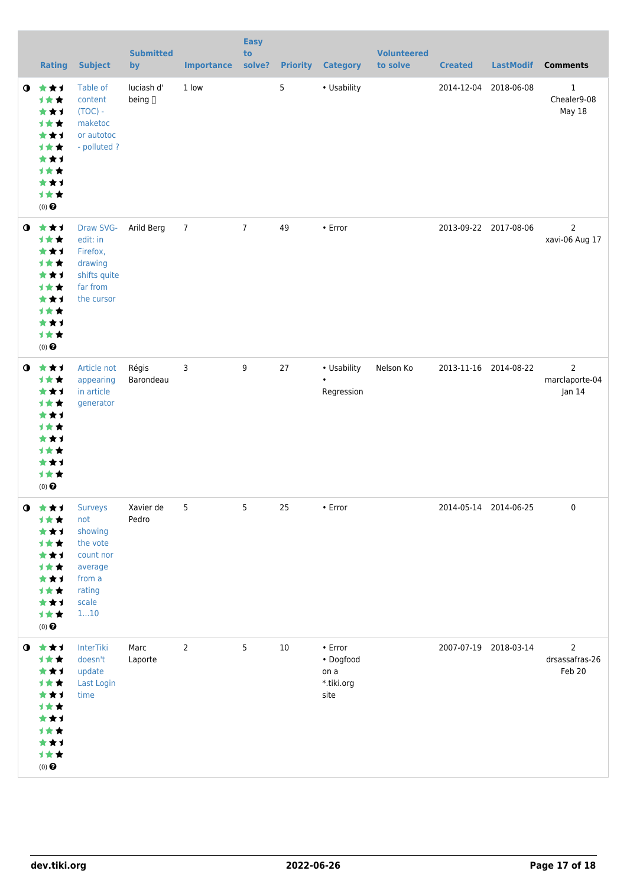| | Rating | Subject | Submitted by | Importance | Easy to solve? | Priority | Category | Volunteered to solve | Created | LastModif | Comments |
|---|---|---|---|---|---|---|---|---|---|---|---|
| ◑ | (0) | Table of content (TOC) - maketoc or autotoc - polluted ? | luciash d' being | 1 low | | 5 | • Usability | | 2014-12-04 | 2018-06-08 | 1 Chealer9-08 May 18 |
| ◑ | (0) | Draw SVG-edit: in Firefox, drawing shifts quite far from the cursor | Arild Berg | 7 | 7 | 49 | • Error | | 2013-09-22 | 2017-08-06 | 2 xavi-06 Aug 17 |
| ◑ | (0) | Article not appearing in article generator | Régis Barondeau | 3 | 9 | 27 | • Usability • Regression | Nelson Ko | 2013-11-16 | 2014-08-22 | 2 marclaporte-04 Jan 14 |
| ◑ | (0) | Surveys not showing the vote count nor average from a rating scale 1...10 | Xavier de Pedro | 5 | 5 | 25 | • Error | | 2014-05-14 | 2014-06-25 | 0 |
| ◑ | (0) | InterTiki doesn't update Last Login time | Marc Laporte | 2 | 5 | 10 | • Error • Dogfood on a *.tiki.org site | | 2007-07-19 | 2018-03-14 | 2 drsassafras-26 Feb 20 |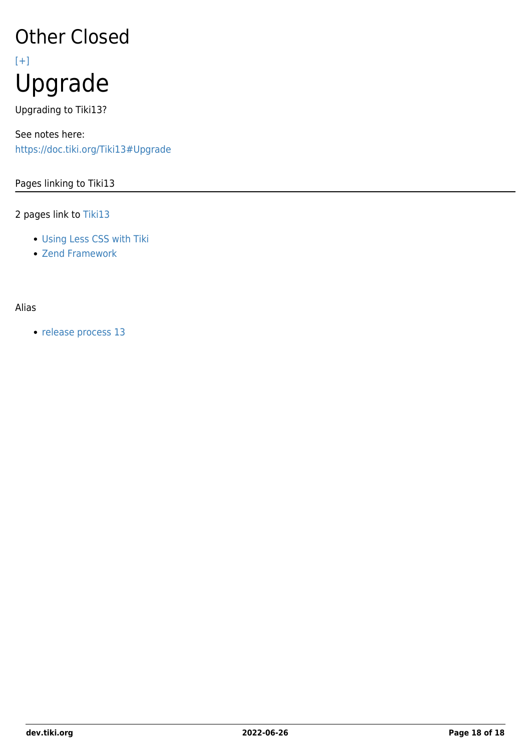## Other Closed

[+]

# Upgrade

Upgrading to Tiki13?

See notes here:
https://doc.tiki.org/Tiki13#Upgrade

Pages linking to Tiki13

---

2 pages link to Tiki13

- Using Less CSS with Tiki
- Zend Framework

Alias

- release process 13